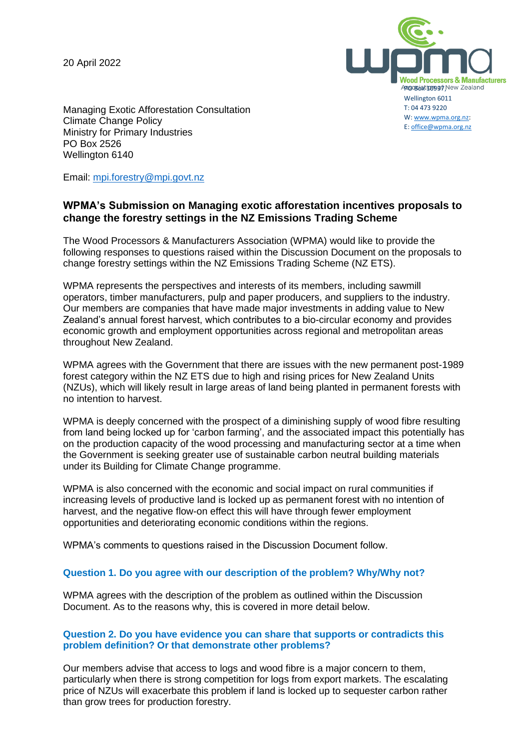20 April 2022

Wood Processors & Manufacturers Association of New Zealand
PO Box 10937
Wellington 6011
T: 04 473 9220
W: www.wpma.org.nz;
E: office@wpma.org.nz

Managing Exotic Afforestation Consultation
Climate Change Policy
Ministry for Primary Industries
PO Box 2526
Wellington 6140

Email: mpi.forestry@mpi.govt.nz

## WPMA's Submission on Managing exotic afforestation incentives proposals to change the forestry settings in the NZ Emissions Trading Scheme

The Wood Processors & Manufacturers Association (WPMA) would like to provide the following responses to questions raised within the Discussion Document on the proposals to change forestry settings within the NZ Emissions Trading Scheme (NZ ETS).

WPMA represents the perspectives and interests of its members, including sawmill operators, timber manufacturers, pulp and paper producers, and suppliers to the industry. Our members are companies that have made major investments in adding value to New Zealand's annual forest harvest, which contributes to a bio-circular economy and provides economic growth and employment opportunities across regional and metropolitan areas throughout New Zealand.

WPMA agrees with the Government that there are issues with the new permanent post-1989 forest category within the NZ ETS due to high and rising prices for New Zealand Units (NZUs), which will likely result in large areas of land being planted in permanent forests with no intention to harvest.

WPMA is deeply concerned with the prospect of a diminishing supply of wood fibre resulting from land being locked up for 'carbon farming', and the associated impact this potentially has on the production capacity of the wood processing and manufacturing sector at a time when the Government is seeking greater use of sustainable carbon neutral building materials under its Building for Climate Change programme.

WPMA is also concerned with the economic and social impact on rural communities if increasing levels of productive land is locked up as permanent forest with no intention of harvest, and the negative flow-on effect this will have through fewer employment opportunities and deteriorating economic conditions within the regions.

WPMA's comments to questions raised in the Discussion Document follow.

### Question 1. Do you agree with our description of the problem? Why/Why not?

WPMA agrees with the description of the problem as outlined within the Discussion Document. As to the reasons why, this is covered in more detail below.

### Question 2. Do you have evidence you can share that supports or contradicts this problem definition? Or that demonstrate other problems?

Our members advise that access to logs and wood fibre is a major concern to them, particularly when there is strong competition for logs from export markets. The escalating price of NZUs will exacerbate this problem if land is locked up to sequester carbon rather than grow trees for production forestry.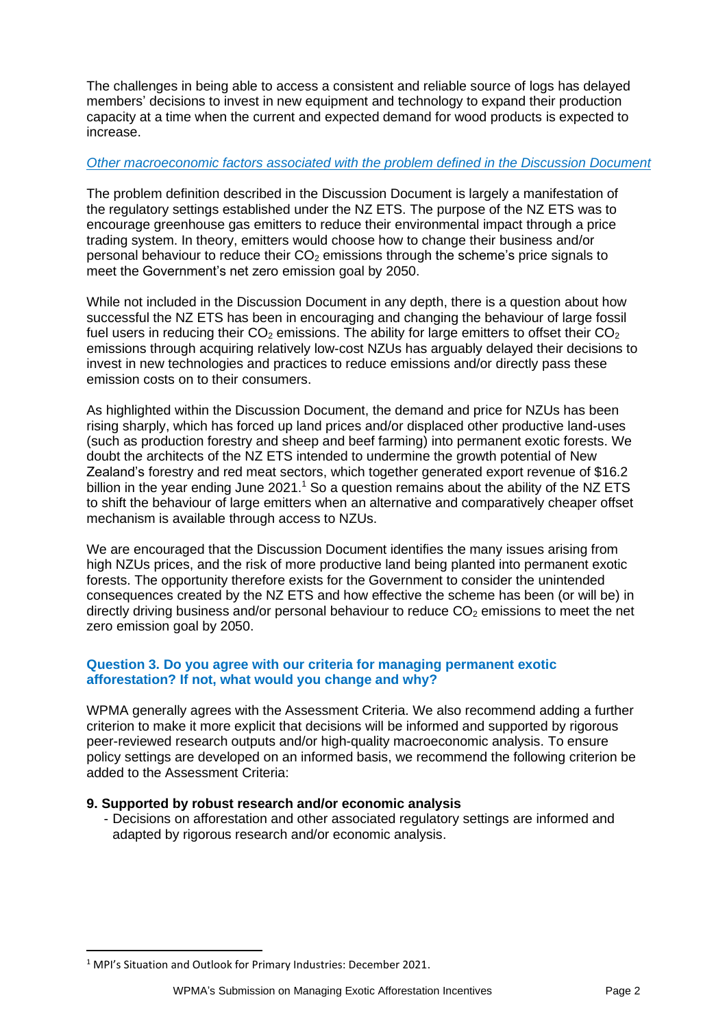The challenges in being able to access a consistent and reliable source of logs has delayed members' decisions to invest in new equipment and technology to expand their production capacity at a time when the current and expected demand for wood products is expected to increase.

*Other macroeconomic factors associated with the problem defined in the Discussion Document*

The problem definition described in the Discussion Document is largely a manifestation of the regulatory settings established under the NZ ETS. The purpose of the NZ ETS was to encourage greenhouse gas emitters to reduce their environmental impact through a price trading system. In theory, emitters would choose how to change their business and/or personal behaviour to reduce their $CO_2$ emissions through the scheme's price signals to meet the Government's net zero emission goal by 2050.

While not included in the Discussion Document in any depth, there is a question about how successful the NZ ETS has been in encouraging and changing the behaviour of large fossil fuel users in reducing their $CO_2$ emissions. The ability for large emitters to offset their $CO_2$ emissions through acquiring relatively low-cost NZUs has arguably delayed their decisions to invest in new technologies and practices to reduce emissions and/or directly pass these emission costs on to their consumers.

As highlighted within the Discussion Document, the demand and price for NZUs has been rising sharply, which has forced up land prices and/or displaced other productive land-uses (such as production forestry and sheep and beef farming) into permanent exotic forests. We doubt the architects of the NZ ETS intended to undermine the growth potential of New Zealand's forestry and red meat sectors, which together generated export revenue of $16.2 billion in the year ending June 2021.[1] So a question remains about the ability of the NZ ETS to shift the behaviour of large emitters when an alternative and comparatively cheaper offset mechanism is available through access to NZUs.

We are encouraged that the Discussion Document identifies the many issues arising from high NZUs prices, and the risk of more productive land being planted into permanent exotic forests. The opportunity therefore exists for the Government to consider the unintended consequences created by the NZ ETS and how effective the scheme has been (or will be) in directly driving business and/or personal behaviour to reduce $CO_2$ emissions to meet the net zero emission goal by 2050.

### Question 3. Do you agree with our criteria for managing permanent exotic afforestation? If not, what would you change and why?

WPMA generally agrees with the Assessment Criteria. We also recommend adding a further criterion to make it more explicit that decisions will be informed and supported by rigorous peer-reviewed research outputs and/or high-quality macroeconomic analysis. To ensure policy settings are developed on an informed basis, we recommend the following criterion be added to the Assessment Criteria:

**9. Supported by robust research and/or economic analysis**

- Decisions on afforestation and other associated regulatory settings are informed and adapted by rigorous research and/or economic analysis.

---

[1] MPI's Situation and Outlook for Primary Industries: December 2021.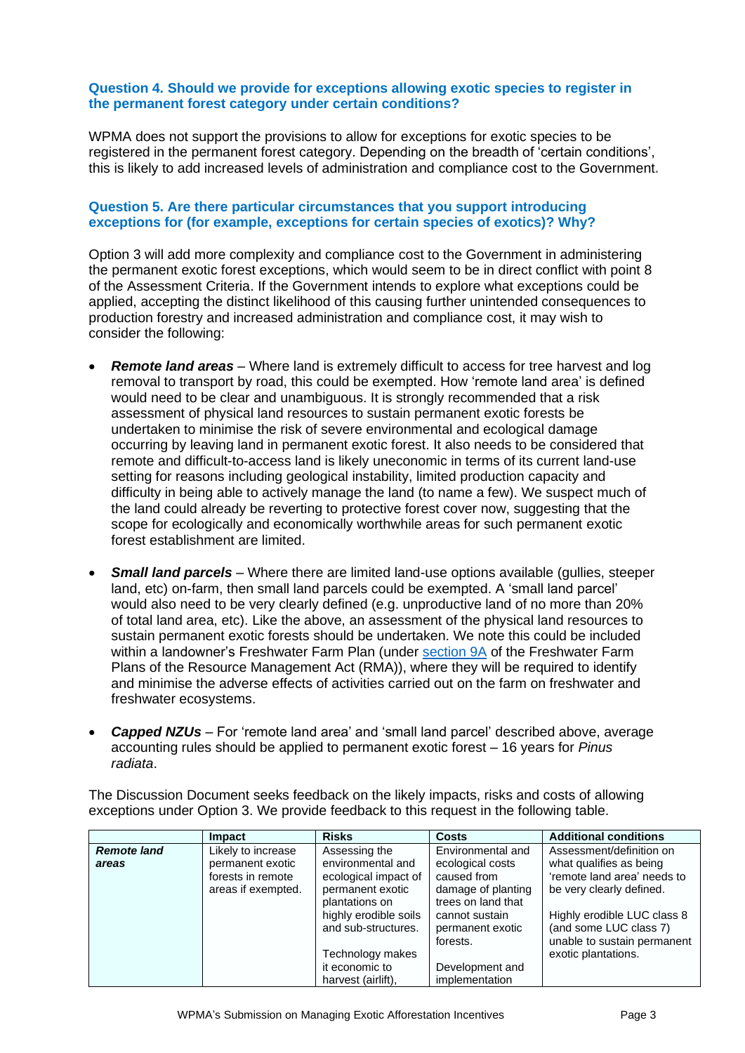### Question 4. Should we provide for exceptions allowing exotic species to register in the permanent forest category under certain conditions?

WPMA does not support the provisions to allow for exceptions for exotic species to be registered in the permanent forest category. Depending on the breadth of 'certain conditions', this is likely to add increased levels of administration and compliance cost to the Government.

### Question 5. Are there particular circumstances that you support introducing exceptions for (for example, exceptions for certain species of exotics)? Why?

Option 3 will add more complexity and compliance cost to the Government in administering the permanent exotic forest exceptions, which would seem to be in direct conflict with point 8 of the Assessment Criteria. If the Government intends to explore what exceptions could be applied, accepting the distinct likelihood of this causing further unintended consequences to production forestry and increased administration and compliance cost, it may wish to consider the following:

- ***Remote land areas*** – Where land is extremely difficult to access for tree harvest and log removal to transport by road, this could be exempted. How 'remote land area' is defined would need to be clear and unambiguous. It is strongly recommended that a risk assessment of physical land resources to sustain permanent exotic forests be undertaken to minimise the risk of severe environmental and ecological damage occurring by leaving land in permanent exotic forest. It also needs to be considered that remote and difficult-to-access land is likely uneconomic in terms of its current land-use setting for reasons including geological instability, limited production capacity and difficulty in being able to actively manage the land (to name a few). We suspect much of the land could already be reverting to protective forest cover now, suggesting that the scope for ecologically and economically worthwhile areas for such permanent exotic forest establishment are limited.
- ***Small land parcels*** – Where there are limited land-use options available (gullies, steeper land, etc) on-farm, then small land parcels could be exempted. A 'small land parcel' would also need to be very clearly defined (e.g. unproductive land of no more than 20% of total land area, etc). Like the above, an assessment of the physical land resources to sustain permanent exotic forests should be undertaken. We note this could be included within a landowner's Freshwater Farm Plan (under section 9A of the Freshwater Farm Plans of the Resource Management Act (RMA)), where they will be required to identify and minimise the adverse effects of activities carried out on the farm on freshwater and freshwater ecosystems.
- ***Capped NZUs*** – For 'remote land area' and 'small land parcel' described above, average accounting rules should be applied to permanent exotic forest – 16 years for *Pinus radiata*.

The Discussion Document seeks feedback on the likely impacts, risks and costs of allowing exceptions under Option 3. We provide feedback to this request in the following table.

| | Impact | Risks | Costs | Additional conditions |
|---|---|---|---|---|
| ***Remote land areas*** | Likely to increase permanent exotic forests in remote areas if exempted. | Assessing the environmental and ecological impact of permanent exotic plantations on highly erodible soils and sub-structures.<br><br>Technology makes it economic to harvest (airlift), | Environmental and ecological costs caused from damage of planting trees on land that cannot sustain permanent exotic forests.<br><br>Development and implementation | Assessment/definition on what qualifies as being 'remote land area' needs to be very clearly defined.<br><br>Highly erodible LUC class 8 (and some LUC class 7) unable to sustain permanent exotic plantations. |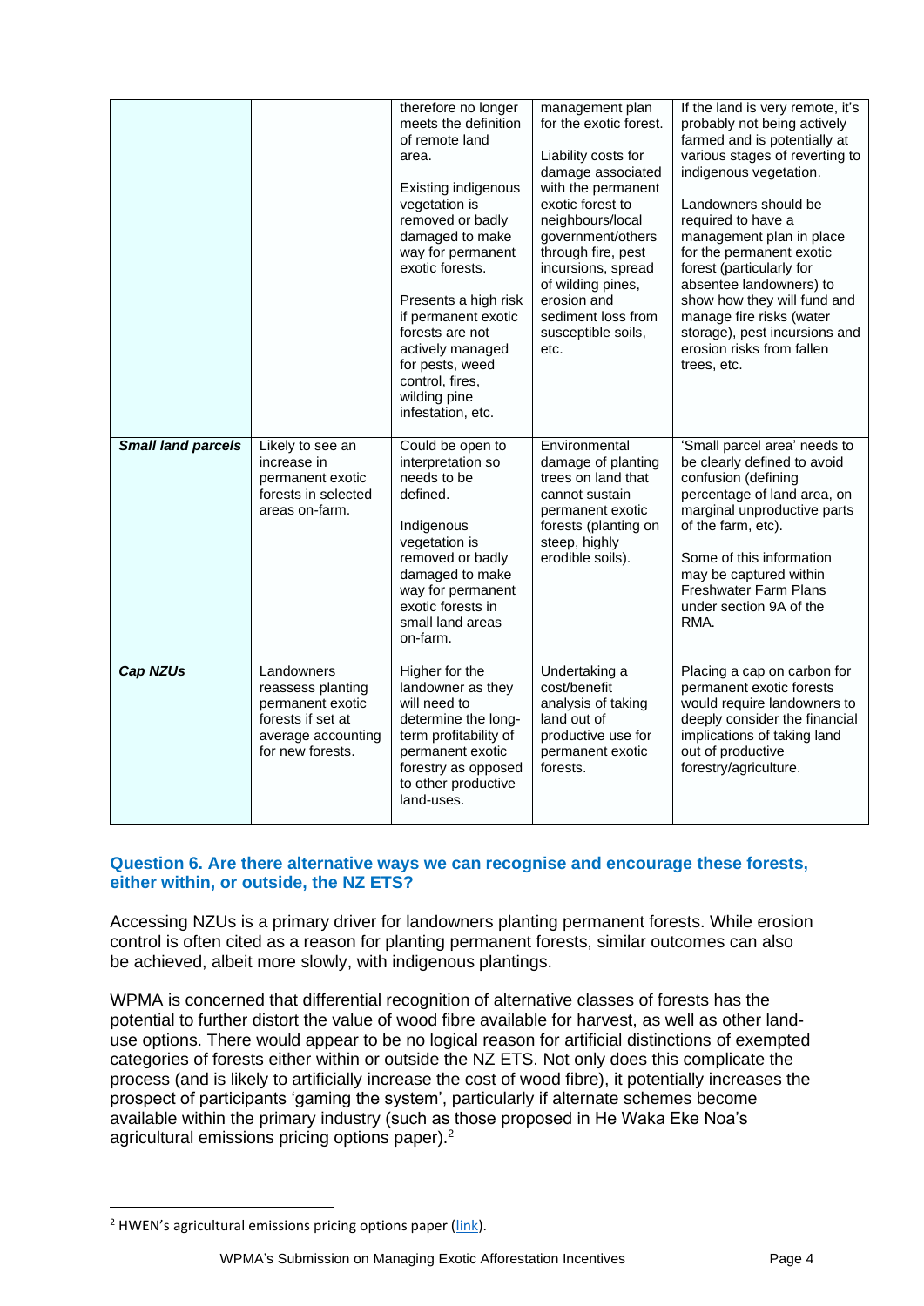| | | | | |
|---|---|---|---|---|
| | | therefore no longer meets the definition of remote land area.<br><br>Existing indigenous vegetation is removed or badly damaged to make way for permanent exotic forests.<br><br>Presents a high risk if permanent exotic forests are not actively managed for pests, weed control, fires, wilding pine infestation, etc. | management plan for the exotic forest.<br><br>Liability costs for damage associated with the permanent exotic forest to neighbours/local government/others through fire, pest incursions, spread of wilding pines, erosion and sediment loss from susceptible soils, etc. | If the land is very remote, it's probably not being actively farmed and is potentially at various stages of reverting to indigenous vegetation.<br><br>Landowners should be required to have a management plan in place for the permanent exotic forest (particularly for absentee landowners) to show how they will fund and manage fire risks (water storage), pest incursions and erosion risks from fallen trees, etc. |
| ***Small land parcels*** | Likely to see an increase in permanent exotic forests in selected areas on-farm. | Could be open to interpretation so needs to be defined.<br><br>Indigenous vegetation is removed or badly damaged to make way for permanent exotic forests in small land areas on-farm. | Environmental damage of planting trees on land that cannot sustain permanent exotic forests (planting on steep, highly erodible soils). | 'Small parcel area' needs to be clearly defined to avoid confusion (defining percentage of land area, on marginal unproductive parts of the farm, etc).<br><br>Some of this information may be captured within Freshwater Farm Plans under section 9A of the RMA. |
| ***Cap NZUs*** | Landowners reassess planting permanent exotic forests if set at average accounting for new forests. | Higher for the landowner as they will need to determine the long-term profitability of permanent exotic forestry as opposed to other productive land-uses. | Undertaking a cost/benefit analysis of taking land out of productive use for permanent exotic forests. | Placing a cap on carbon for permanent exotic forests would require landowners to deeply consider the financial implications of taking land out of productive forestry/agriculture. |

### Question 6. Are there alternative ways we can recognise and encourage these forests, either within, or outside, the NZ ETS?

Accessing NZUs is a primary driver for landowners planting permanent forests. While erosion control is often cited as a reason for planting permanent forests, similar outcomes can also be achieved, albeit more slowly, with indigenous plantings.

WPMA is concerned that differential recognition of alternative classes of forests has the potential to further distort the value of wood fibre available for harvest, as well as other land-use options. There would appear to be no logical reason for artificial distinctions of exempted categories of forests either within or outside the NZ ETS. Not only does this complicate the process (and is likely to artificially increase the cost of wood fibre), it potentially increases the prospect of participants 'gaming the system', particularly if alternate schemes become available within the primary industry (such as those proposed in He Waka Eke Noa's agricultural emissions pricing options paper).[2]

---

[2] HWEN's agricultural emissions pricing options paper (link).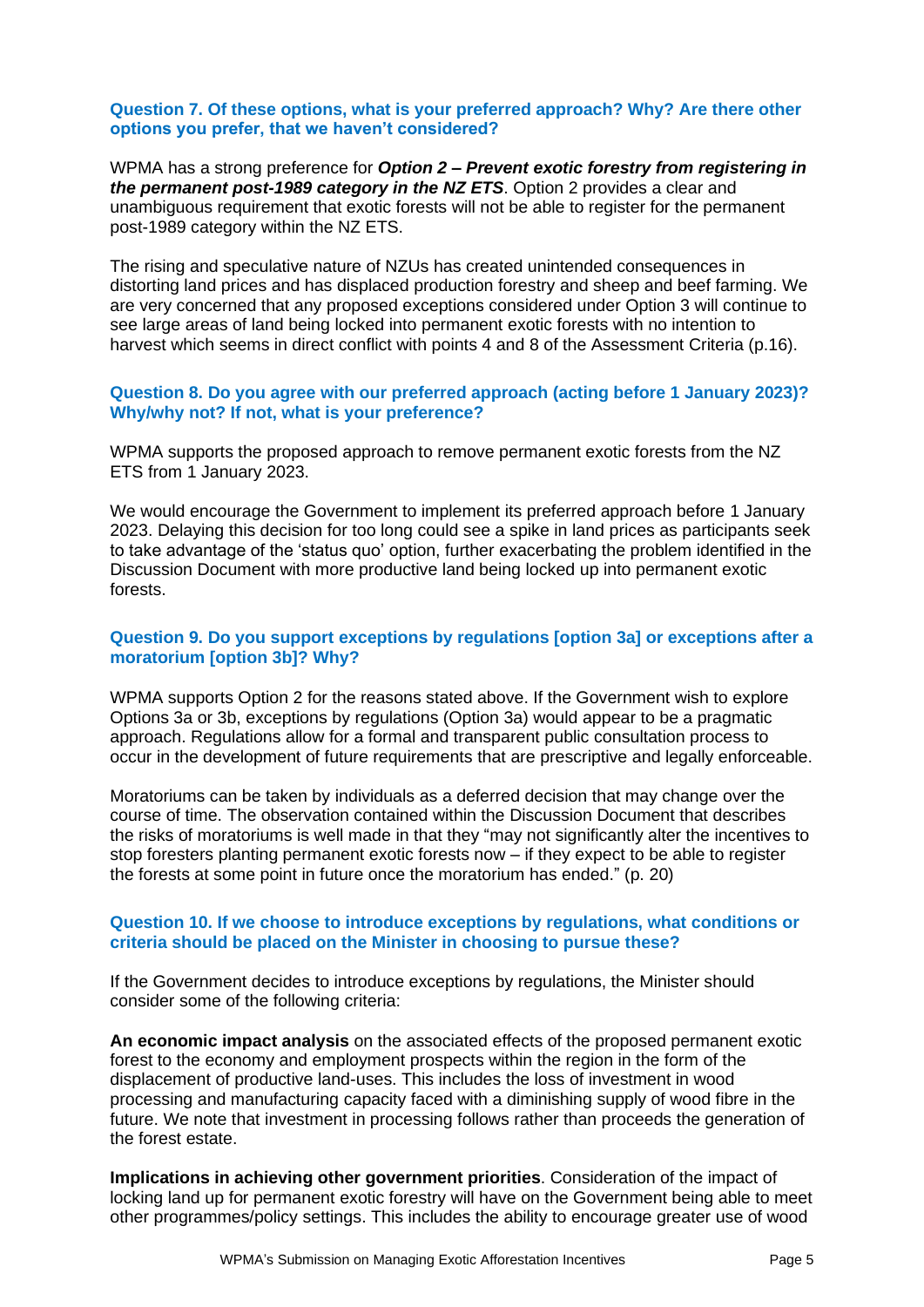**Question 7. Of these options, what is your preferred approach? Why? Are there other options you prefer, that we haven't considered?**

WPMA has a strong preference for ***Option 2 – Prevent exotic forestry from registering in the permanent post-1989 category in the NZ ETS***. Option 2 provides a clear and unambiguous requirement that exotic forests will not be able to register for the permanent post-1989 category within the NZ ETS.

The rising and speculative nature of NZUs has created unintended consequences in distorting land prices and has displaced production forestry and sheep and beef farming. We are very concerned that any proposed exceptions considered under Option 3 will continue to see large areas of land being locked into permanent exotic forests with no intention to harvest which seems in direct conflict with points 4 and 8 of the Assessment Criteria (p.16).

**Question 8. Do you agree with our preferred approach (acting before 1 January 2023)? Why/why not? If not, what is your preference?**

WPMA supports the proposed approach to remove permanent exotic forests from the NZ ETS from 1 January 2023.

We would encourage the Government to implement its preferred approach before 1 January 2023. Delaying this decision for too long could see a spike in land prices as participants seek to take advantage of the 'status quo' option, further exacerbating the problem identified in the Discussion Document with more productive land being locked up into permanent exotic forests.

**Question 9. Do you support exceptions by regulations [option 3a] or exceptions after a moratorium [option 3b]? Why?**

WPMA supports Option 2 for the reasons stated above. If the Government wish to explore Options 3a or 3b, exceptions by regulations (Option 3a) would appear to be a pragmatic approach. Regulations allow for a formal and transparent public consultation process to occur in the development of future requirements that are prescriptive and legally enforceable.

Moratoriums can be taken by individuals as a deferred decision that may change over the course of time. The observation contained within the Discussion Document that describes the risks of moratoriums is well made in that they "may not significantly alter the incentives to stop foresters planting permanent exotic forests now – if they expect to be able to register the forests at some point in future once the moratorium has ended." (p. 20)

**Question 10. If we choose to introduce exceptions by regulations, what conditions or criteria should be placed on the Minister in choosing to pursue these?**

If the Government decides to introduce exceptions by regulations, the Minister should consider some of the following criteria:

**An economic impact analysis** on the associated effects of the proposed permanent exotic forest to the economy and employment prospects within the region in the form of the displacement of productive land-uses. This includes the loss of investment in wood processing and manufacturing capacity faced with a diminishing supply of wood fibre in the future. We note that investment in processing follows rather than proceeds the generation of the forest estate.

**Implications in achieving other government priorities**. Consideration of the impact of locking land up for permanent exotic forestry will have on the Government being able to meet other programmes/policy settings. This includes the ability to encourage greater use of wood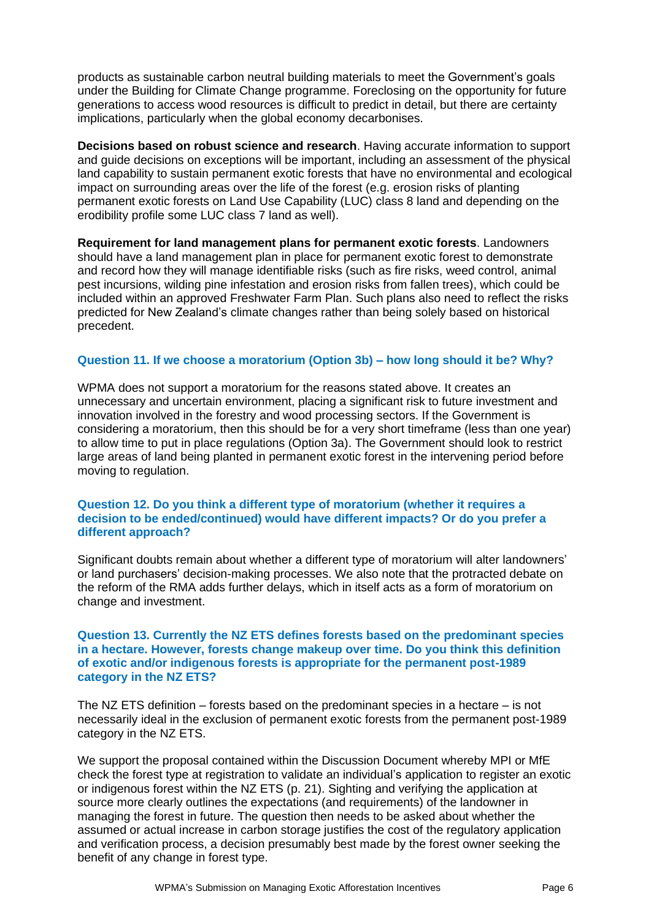products as sustainable carbon neutral building materials to meet the Government's goals under the Building for Climate Change programme. Foreclosing on the opportunity for future generations to access wood resources is difficult to predict in detail, but there are certainty implications, particularly when the global economy decarbonises.

**Decisions based on robust science and research**. Having accurate information to support and guide decisions on exceptions will be important, including an assessment of the physical land capability to sustain permanent exotic forests that have no environmental and ecological impact on surrounding areas over the life of the forest (e.g. erosion risks of planting permanent exotic forests on Land Use Capability (LUC) class 8 land and depending on the erodibility profile some LUC class 7 land as well).

**Requirement for land management plans for permanent exotic forests**. Landowners should have a land management plan in place for permanent exotic forest to demonstrate and record how they will manage identifiable risks (such as fire risks, weed control, animal pest incursions, wilding pine infestation and erosion risks from fallen trees), which could be included within an approved Freshwater Farm Plan. Such plans also need to reflect the risks predicted for New Zealand's climate changes rather than being solely based on historical precedent.

### Question 11. If we choose a moratorium (Option 3b) – how long should it be? Why?

WPMA does not support a moratorium for the reasons stated above. It creates an unnecessary and uncertain environment, placing a significant risk to future investment and innovation involved in the forestry and wood processing sectors. If the Government is considering a moratorium, then this should be for a very short timeframe (less than one year) to allow time to put in place regulations (Option 3a). The Government should look to restrict large areas of land being planted in permanent exotic forest in the intervening period before moving to regulation.

### Question 12. Do you think a different type of moratorium (whether it requires a decision to be ended/continued) would have different impacts? Or do you prefer a different approach?

Significant doubts remain about whether a different type of moratorium will alter landowners' or land purchasers' decision-making processes. We also note that the protracted debate on the reform of the RMA adds further delays, which in itself acts as a form of moratorium on change and investment.

### Question 13. Currently the NZ ETS defines forests based on the predominant species in a hectare. However, forests change makeup over time. Do you think this definition of exotic and/or indigenous forests is appropriate for the permanent post-1989 category in the NZ ETS?

The NZ ETS definition – forests based on the predominant species in a hectare – is not necessarily ideal in the exclusion of permanent exotic forests from the permanent post-1989 category in the NZ ETS.

We support the proposal contained within the Discussion Document whereby MPI or MfE check the forest type at registration to validate an individual's application to register an exotic or indigenous forest within the NZ ETS (p. 21). Sighting and verifying the application at source more clearly outlines the expectations (and requirements) of the landowner in managing the forest in future. The question then needs to be asked about whether the assumed or actual increase in carbon storage justifies the cost of the regulatory application and verification process, a decision presumably best made by the forest owner seeking the benefit of any change in forest type.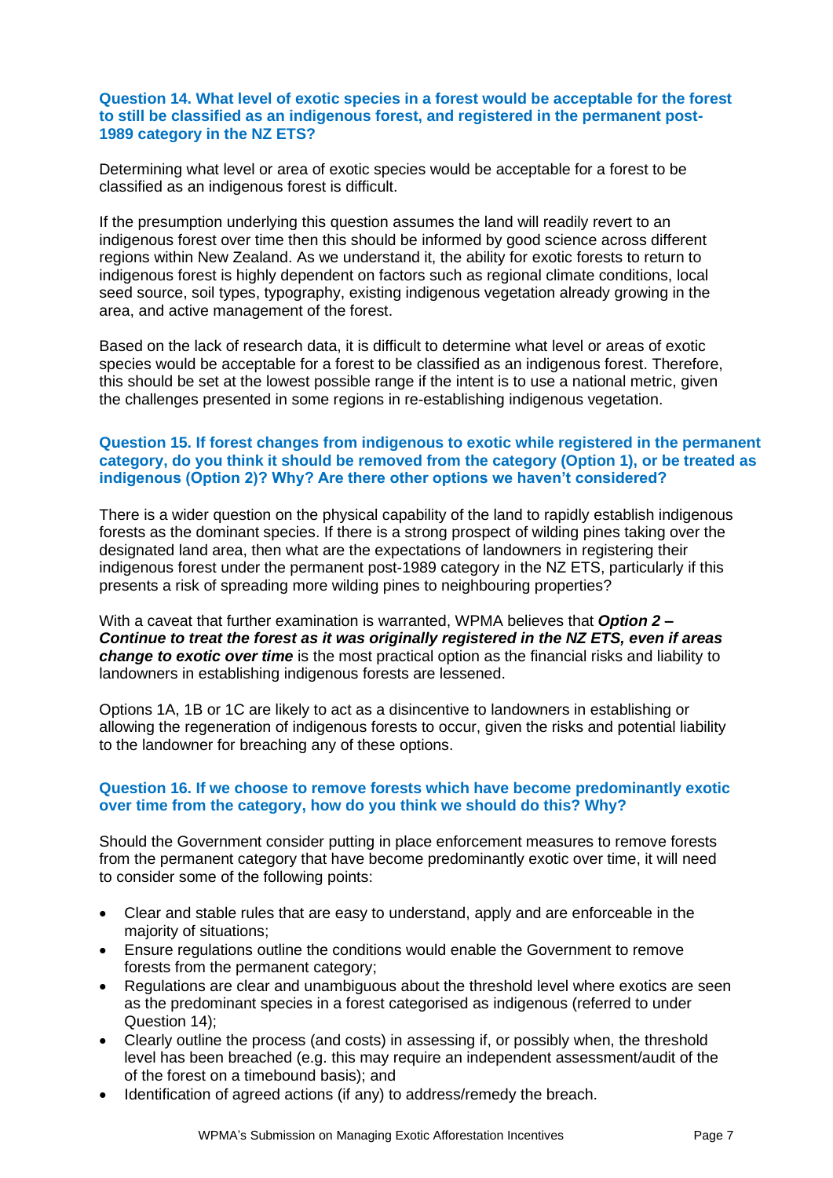### Question 14. What level of exotic species in a forest would be acceptable for the forest to still be classified as an indigenous forest, and registered in the permanent post-1989 category in the NZ ETS?

Determining what level or area of exotic species would be acceptable for a forest to be classified as an indigenous forest is difficult.

If the presumption underlying this question assumes the land will readily revert to an indigenous forest over time then this should be informed by good science across different regions within New Zealand. As we understand it, the ability for exotic forests to return to indigenous forest is highly dependent on factors such as regional climate conditions, local seed source, soil types, typography, existing indigenous vegetation already growing in the area, and active management of the forest.

Based on the lack of research data, it is difficult to determine what level or areas of exotic species would be acceptable for a forest to be classified as an indigenous forest. Therefore, this should be set at the lowest possible range if the intent is to use a national metric, given the challenges presented in some regions in re-establishing indigenous vegetation.

### Question 15. If forest changes from indigenous to exotic while registered in the permanent category, do you think it should be removed from the category (Option 1), or be treated as indigenous (Option 2)? Why? Are there other options we haven't considered?

There is a wider question on the physical capability of the land to rapidly establish indigenous forests as the dominant species. If there is a strong prospect of wilding pines taking over the designated land area, then what are the expectations of landowners in registering their indigenous forest under the permanent post-1989 category in the NZ ETS, particularly if this presents a risk of spreading more wilding pines to neighbouring properties?

With a caveat that further examination is warranted, WPMA believes that ***Option 2 – Continue to treat the forest as it was originally registered in the NZ ETS, even if areas change to exotic over time*** is the most practical option as the financial risks and liability to landowners in establishing indigenous forests are lessened.

Options 1A, 1B or 1C are likely to act as a disincentive to landowners in establishing or allowing the regeneration of indigenous forests to occur, given the risks and potential liability to the landowner for breaching any of these options.

### Question 16. If we choose to remove forests which have become predominantly exotic over time from the category, how do you think we should do this? Why?

Should the Government consider putting in place enforcement measures to remove forests from the permanent category that have become predominantly exotic over time, it will need to consider some of the following points:

- Clear and stable rules that are easy to understand, apply and are enforceable in the majority of situations;
- Ensure regulations outline the conditions would enable the Government to remove forests from the permanent category;
- Regulations are clear and unambiguous about the threshold level where exotics are seen as the predominant species in a forest categorised as indigenous (referred to under Question 14);
- Clearly outline the process (and costs) in assessing if, or possibly when, the threshold level has been breached (e.g. this may require an independent assessment/audit of the of the forest on a timebound basis); and
- Identification of agreed actions (if any) to address/remedy the breach.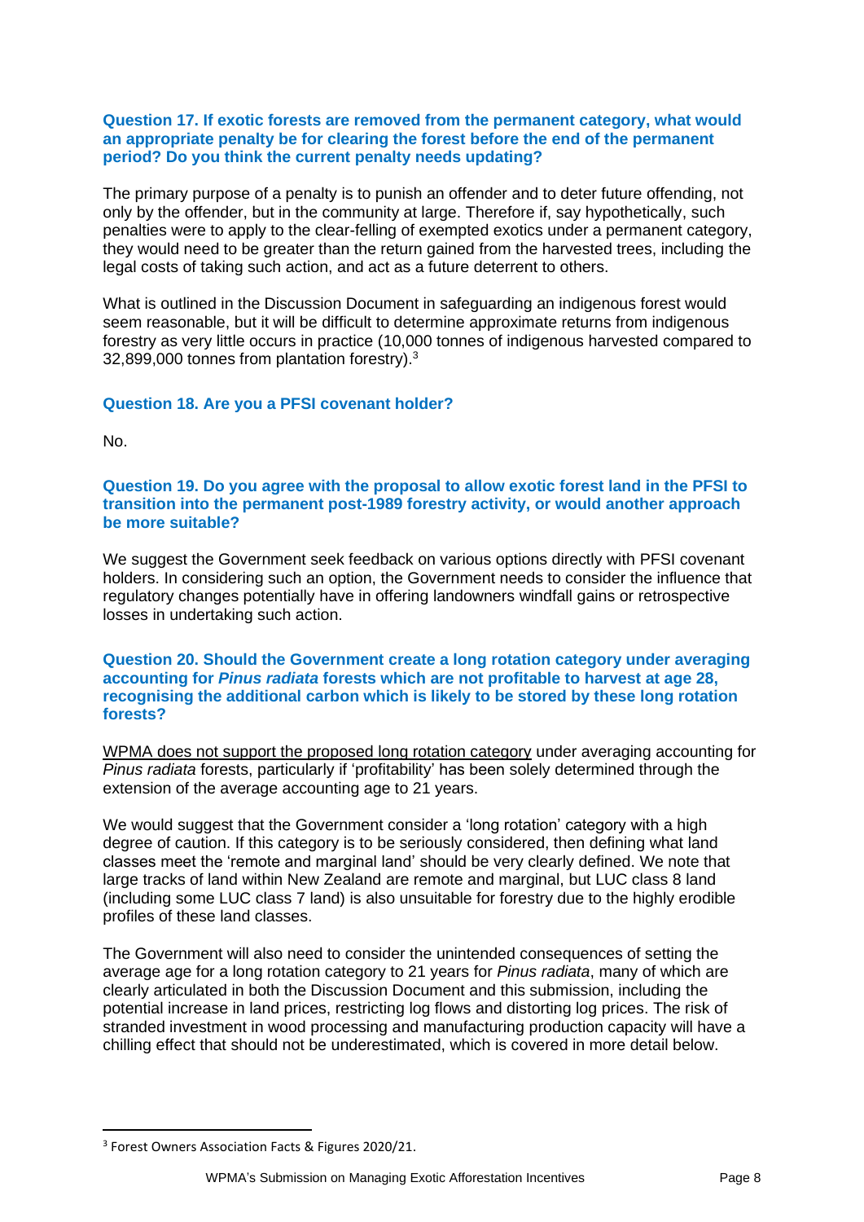**Question 17. If exotic forests are removed from the permanent category, what would an appropriate penalty be for clearing the forest before the end of the permanent period? Do you think the current penalty needs updating?**

The primary purpose of a penalty is to punish an offender and to deter future offending, not only by the offender, but in the community at large. Therefore if, say hypothetically, such penalties were to apply to the clear-felling of exempted exotics under a permanent category, they would need to be greater than the return gained from the harvested trees, including the legal costs of taking such action, and act as a future deterrent to others.

What is outlined in the Discussion Document in safeguarding an indigenous forest would seem reasonable, but it will be difficult to determine approximate returns from indigenous forestry as very little occurs in practice (10,000 tonnes of indigenous harvested compared to 32,899,000 tonnes from plantation forestry).[3]

**Question 18. Are you a PFSI covenant holder?**

No.

**Question 19. Do you agree with the proposal to allow exotic forest land in the PFSI to transition into the permanent post-1989 forestry activity, or would another approach be more suitable?**

We suggest the Government seek feedback on various options directly with PFSI covenant holders. In considering such an option, the Government needs to consider the influence that regulatory changes potentially have in offering landowners windfall gains or retrospective losses in undertaking such action.

**Question 20. Should the Government create a long rotation category under averaging accounting for *Pinus radiata* forests which are not profitable to harvest at age 28, recognising the additional carbon which is likely to be stored by these long rotation forests?**

<u>WPMA does not support the proposed long rotation category</u> under averaging accounting for *Pinus radiata* forests, particularly if 'profitability' has been solely determined through the extension of the average accounting age to 21 years.

We would suggest that the Government consider a 'long rotation' category with a high degree of caution. If this category is to be seriously considered, then defining what land classes meet the 'remote and marginal land' should be very clearly defined. We note that large tracks of land within New Zealand are remote and marginal, but LUC class 8 land (including some LUC class 7 land) is also unsuitable for forestry due to the highly erodible profiles of these land classes.

The Government will also need to consider the unintended consequences of setting the average age for a long rotation category to 21 years for *Pinus radiata*, many of which are clearly articulated in both the Discussion Document and this submission, including the potential increase in land prices, restricting log flows and distorting log prices. The risk of stranded investment in wood processing and manufacturing production capacity will have a chilling effect that should not be underestimated, which is covered in more detail below.

---

[3] Forest Owners Association Facts & Figures 2020/21.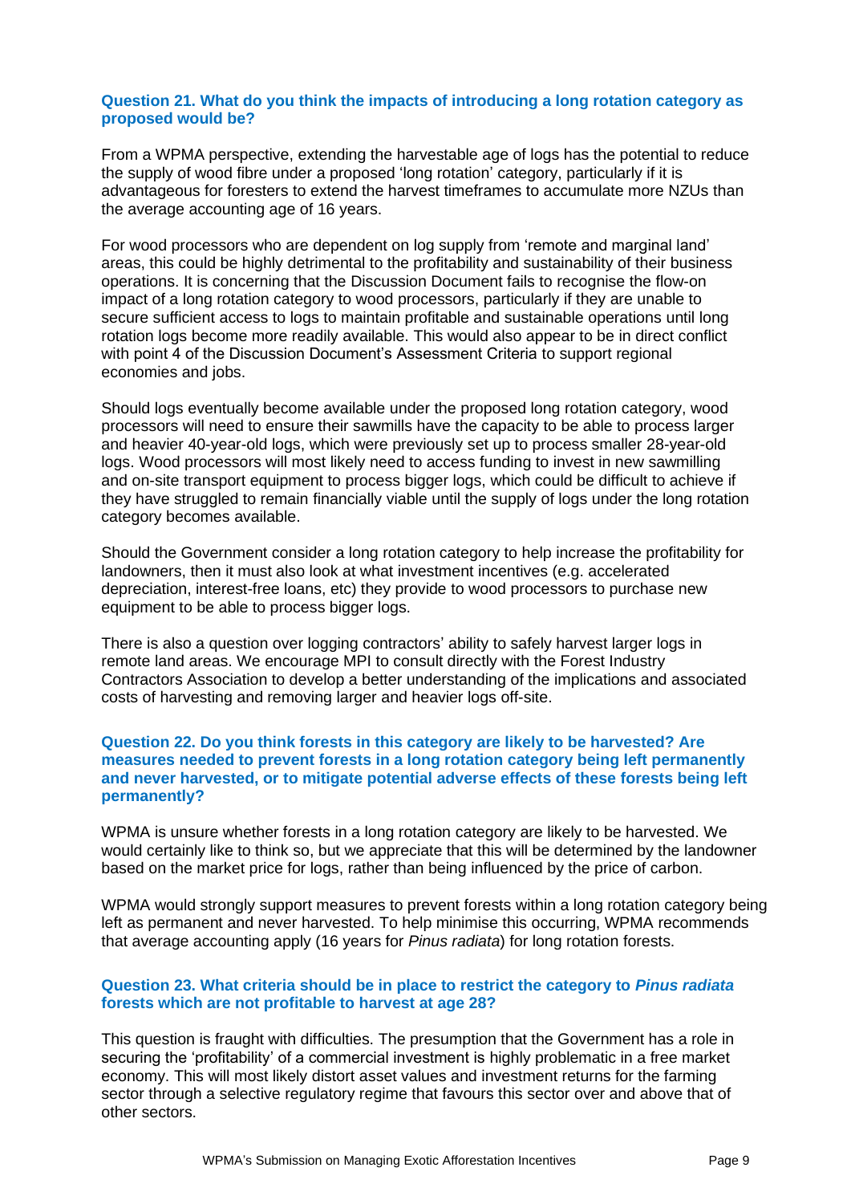### Question 21. What do you think the impacts of introducing a long rotation category as proposed would be?

From a WPMA perspective, extending the harvestable age of logs has the potential to reduce the supply of wood fibre under a proposed 'long rotation' category, particularly if it is advantageous for foresters to extend the harvest timeframes to accumulate more NZUs than the average accounting age of 16 years.

For wood processors who are dependent on log supply from 'remote and marginal land' areas, this could be highly detrimental to the profitability and sustainability of their business operations. It is concerning that the Discussion Document fails to recognise the flow-on impact of a long rotation category to wood processors, particularly if they are unable to secure sufficient access to logs to maintain profitable and sustainable operations until long rotation logs become more readily available. This would also appear to be in direct conflict with point 4 of the Discussion Document's Assessment Criteria to support regional economies and jobs.

Should logs eventually become available under the proposed long rotation category, wood processors will need to ensure their sawmills have the capacity to be able to process larger and heavier 40-year-old logs, which were previously set up to process smaller 28-year-old logs. Wood processors will most likely need to access funding to invest in new sawmilling and on-site transport equipment to process bigger logs, which could be difficult to achieve if they have struggled to remain financially viable until the supply of logs under the long rotation category becomes available.

Should the Government consider a long rotation category to help increase the profitability for landowners, then it must also look at what investment incentives (e.g. accelerated depreciation, interest-free loans, etc) they provide to wood processors to purchase new equipment to be able to process bigger logs.

There is also a question over logging contractors' ability to safely harvest larger logs in remote land areas. We encourage MPI to consult directly with the Forest Industry Contractors Association to develop a better understanding of the implications and associated costs of harvesting and removing larger and heavier logs off-site.

### Question 22. Do you think forests in this category are likely to be harvested? Are measures needed to prevent forests in a long rotation category being left permanently and never harvested, or to mitigate potential adverse effects of these forests being left permanently?

WPMA is unsure whether forests in a long rotation category are likely to be harvested. We would certainly like to think so, but we appreciate that this will be determined by the landowner based on the market price for logs, rather than being influenced by the price of carbon.

WPMA would strongly support measures to prevent forests within a long rotation category being left as permanent and never harvested. To help minimise this occurring, WPMA recommends that average accounting apply (16 years for *Pinus radiata*) for long rotation forests.

### Question 23. What criteria should be in place to restrict the category to *Pinus radiata* forests which are not profitable to harvest at age 28?

This question is fraught with difficulties. The presumption that the Government has a role in securing the 'profitability' of a commercial investment is highly problematic in a free market economy. This will most likely distort asset values and investment returns for the farming sector through a selective regulatory regime that favours this sector over and above that of other sectors.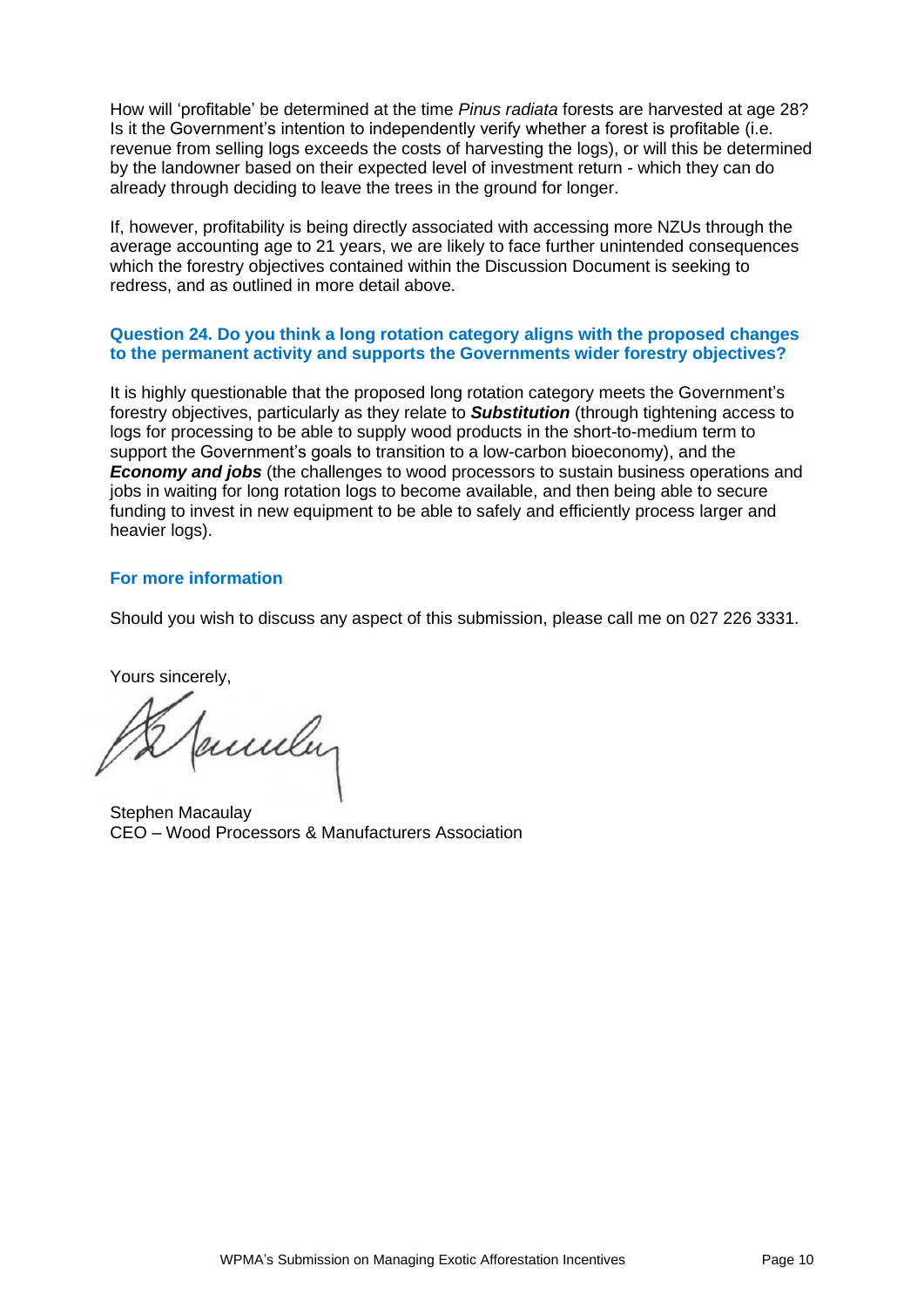How will 'profitable' be determined at the time *Pinus radiata* forests are harvested at age 28? Is it the Government's intention to independently verify whether a forest is profitable (i.e. revenue from selling logs exceeds the costs of harvesting the logs), or will this be determined by the landowner based on their expected level of investment return - which they can do already through deciding to leave the trees in the ground for longer.

If, however, profitability is being directly associated with accessing more NZUs through the average accounting age to 21 years, we are likely to face further unintended consequences which the forestry objectives contained within the Discussion Document is seeking to redress, and as outlined in more detail above.

### Question 24. Do you think a long rotation category aligns with the proposed changes to the permanent activity and supports the Governments wider forestry objectives?

It is highly questionable that the proposed long rotation category meets the Government's forestry objectives, particularly as they relate to ***Substitution*** (through tightening access to logs for processing to be able to supply wood products in the short-to-medium term to support the Government's goals to transition to a low-carbon bioeconomy), and the ***Economy and jobs*** (the challenges to wood processors to sustain business operations and jobs in waiting for long rotation logs to become available, and then being able to secure funding to invest in new equipment to be able to safely and efficiently process larger and heavier logs).

### For more information

Should you wish to discuss any aspect of this submission, please call me on 027 226 3331.

Yours sincerely,

Stephen Macaulay
CEO – Wood Processors & Manufacturers Association